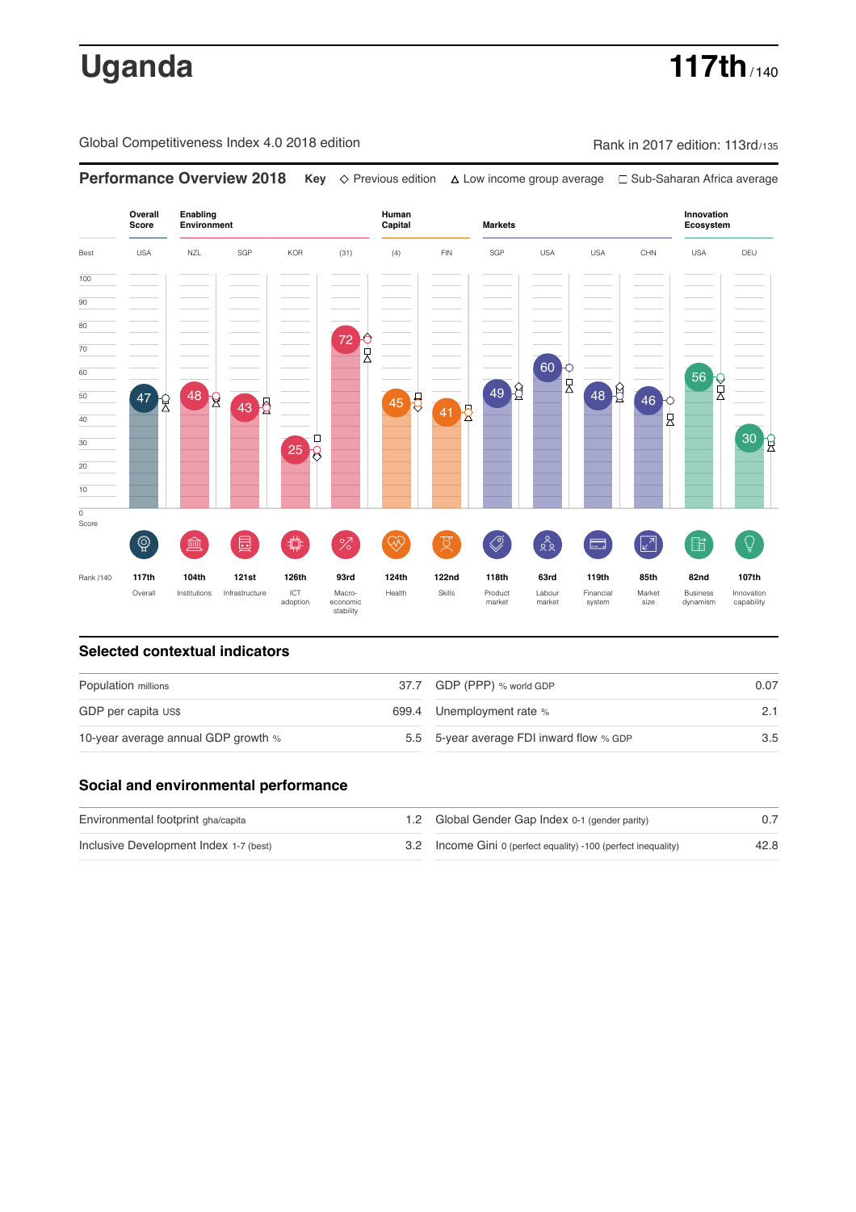# Uganda

**117th** / 140

Global Competitiveness Index 4.0 2018 edition

Rank in 2017 edition: 113rd/135

## Performance Overview 2018

**Key** ◇ Previous edition △ Low income group average □ Sub-Saharan Africa average

| | Overall Score | Enabling Environment | | | | Human Capital | | Markets | | | | Innovation Ecosystem | |
|---|---|---|---|---|---|---|---|---|---|---|---|---|---|
| Best | USA | NZL | SGP | KOR | (31) | (4) | FIN | SGP | USA | USA | CHN | USA | DEU |
| Score | 47 | 48 | 43 | 25 | 72 | 45 | 41 | 49 | 60 | 48 | 46 | 56 | 30 |
| Rank /140 | 117th | 104th | 121st | 126th | 93rd | 124th | 122nd | 118th | 63rd | 119th | 85th | 82nd | 107th |
| | Overall | Institutions | Infrastructure | ICT adoption | Macro-economic stability | Health | Skills | Product market | Labour market | Financial system | Market size | Business dynamism | Innovation capability |

## Selected contextual indicators

| | | | |
|---|---|---|---|
| Population millions | 37.7 | GDP (PPP) % world GDP | 0.07 |
| GDP per capita US$ | 699.4 | Unemployment rate % | 2.1 |
| 10-year average annual GDP growth % | 5.5 | 5-year average FDI inward flow % GDP | 3.5 |

## Social and environmental performance

| | | | |
|---|---|---|---|
| Environmental footprint gha/capita | 1.2 | Global Gender Gap Index 0-1 (gender parity) | 0.7 |
| Inclusive Development Index 1-7 (best) | 3.2 | Income Gini 0 (perfect equality) -100 (perfect inequality) | 42.8 |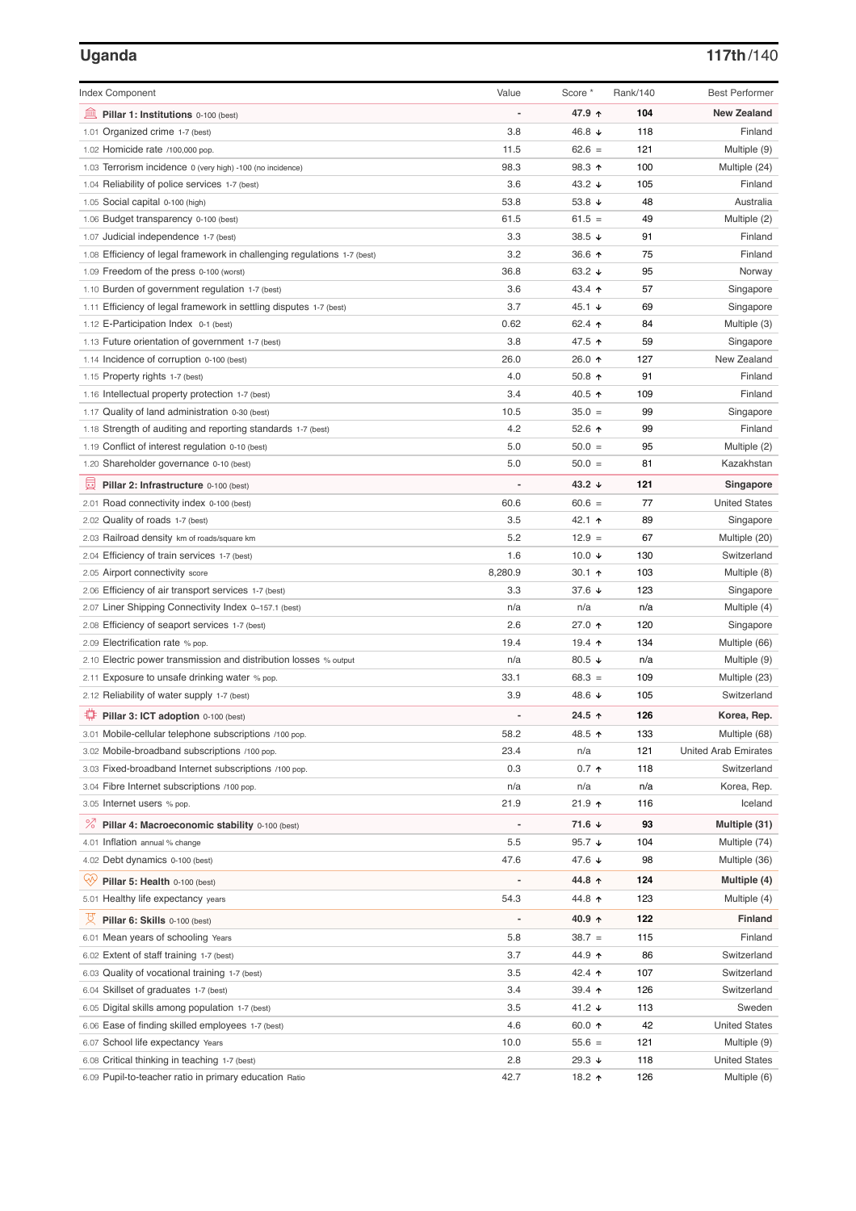## Uganda

**117th/140**

| Index Component | Value | Score * | Rank/140 | Best Performer |
|---|---|---|---|---|
| **Pillar 1: Institutions** 0-100 (best) | - | **47.9 ↑** | **104** | **New Zealand** |
| 1.01 Organized crime 1-7 (best) | 3.8 | 46.8 ↓ | 118 | Finland |
| 1.02 Homicide rate /100,000 pop. | 11.5 | 62.6 = | 121 | Multiple (9) |
| 1.03 Terrorism incidence 0 (very high) -100 (no incidence) | 98.3 | 98.3 ↑ | 100 | Multiple (24) |
| 1.04 Reliability of police services 1-7 (best) | 3.6 | 43.2 ↓ | 105 | Finland |
| 1.05 Social capital 0-100 (high) | 53.8 | 53.8 ↓ | 48 | Australia |
| 1.06 Budget transparency 0-100 (best) | 61.5 | 61.5 = | 49 | Multiple (2) |
| 1.07 Judicial independence 1-7 (best) | 3.3 | 38.5 ↓ | 91 | Finland |
| 1.08 Efficiency of legal framework in challenging regulations 1-7 (best) | 3.2 | 36.6 ↑ | 75 | Finland |
| 1.09 Freedom of the press 0-100 (worst) | 36.8 | 63.2 ↓ | 95 | Norway |
| 1.10 Burden of government regulation 1-7 (best) | 3.6 | 43.4 ↑ | 57 | Singapore |
| 1.11 Efficiency of legal framework in settling disputes 1-7 (best) | 3.7 | 45.1 ↓ | 69 | Singapore |
| 1.12 E-Participation Index 0-1 (best) | 0.62 | 62.4 ↑ | 84 | Multiple (3) |
| 1.13 Future orientation of government 1-7 (best) | 3.8 | 47.5 ↑ | 59 | Singapore |
| 1.14 Incidence of corruption 0-100 (best) | 26.0 | 26.0 ↑ | 127 | New Zealand |
| 1.15 Property rights 1-7 (best) | 4.0 | 50.8 ↑ | 91 | Finland |
| 1.16 Intellectual property protection 1-7 (best) | 3.4 | 40.5 ↑ | 109 | Finland |
| 1.17 Quality of land administration 0-30 (best) | 10.5 | 35.0 = | 99 | Singapore |
| 1.18 Strength of auditing and reporting standards 1-7 (best) | 4.2 | 52.6 ↑ | 99 | Finland |
| 1.19 Conflict of interest regulation 0-10 (best) | 5.0 | 50.0 = | 95 | Multiple (2) |
| 1.20 Shareholder governance 0-10 (best) | 5.0 | 50.0 = | 81 | Kazakhstan |
| **Pillar 2: Infrastructure** 0-100 (best) | - | **43.2 ↓** | **121** | **Singapore** |
| 2.01 Road connectivity index 0-100 (best) | 60.6 | 60.6 = | 77 | United States |
| 2.02 Quality of roads 1-7 (best) | 3.5 | 42.1 ↑ | 89 | Singapore |
| 2.03 Railroad density km of roads/square km | 5.2 | 12.9 = | 67 | Multiple (20) |
| 2.04 Efficiency of train services 1-7 (best) | 1.6 | 10.0 ↓ | 130 | Switzerland |
| 2.05 Airport connectivity score | 8,280.9 | 30.1 ↑ | 103 | Multiple (8) |
| 2.06 Efficiency of air transport services 1-7 (best) | 3.3 | 37.6 ↓ | 123 | Singapore |
| 2.07 Liner Shipping Connectivity Index 0–157.1 (best) | n/a | n/a | n/a | Multiple (4) |
| 2.08 Efficiency of seaport services 1-7 (best) | 2.6 | 27.0 ↑ | 120 | Singapore |
| 2.09 Electrification rate % pop. | 19.4 | 19.4 ↑ | 134 | Multiple (66) |
| 2.10 Electric power transmission and distribution losses % output | n/a | 80.5 ↓ | n/a | Multiple (9) |
| 2.11 Exposure to unsafe drinking water % pop. | 33.1 | 68.3 = | 109 | Multiple (23) |
| 2.12 Reliability of water supply 1-7 (best) | 3.9 | 48.6 ↓ | 105 | Switzerland |
| **Pillar 3: ICT adoption** 0-100 (best) | - | **24.5 ↑** | **126** | **Korea, Rep.** |
| 3.01 Mobile-cellular telephone subscriptions /100 pop. | 58.2 | 48.5 ↑ | 133 | Multiple (68) |
| 3.02 Mobile-broadband subscriptions /100 pop. | 23.4 | n/a | 121 | United Arab Emirates |
| 3.03 Fixed-broadband Internet subscriptions /100 pop. | 0.3 | 0.7 ↑ | 118 | Switzerland |
| 3.04 Fibre Internet subscriptions /100 pop. | n/a | n/a | n/a | Korea, Rep. |
| 3.05 Internet users % pop. | 21.9 | 21.9 ↑ | 116 | Iceland |
| **Pillar 4: Macroeconomic stability** 0-100 (best) | - | **71.6 ↓** | **93** | **Multiple (31)** |
| 4.01 Inflation annual % change | 5.5 | 95.7 ↓ | 104 | Multiple (74) |
| 4.02 Debt dynamics 0-100 (best) | 47.6 | 47.6 ↓ | 98 | Multiple (36) |
| **Pillar 5: Health** 0-100 (best) | - | **44.8 ↑** | **124** | **Multiple (4)** |
| 5.01 Healthy life expectancy years | 54.3 | 44.8 ↑ | 123 | Multiple (4) |
| **Pillar 6: Skills** 0-100 (best) | - | **40.9 ↑** | **122** | **Finland** |
| 6.01 Mean years of schooling Years | 5.8 | 38.7 = | 115 | Finland |
| 6.02 Extent of staff training 1-7 (best) | 3.7 | 44.9 ↑ | 86 | Switzerland |
| 6.03 Quality of vocational training 1-7 (best) | 3.5 | 42.4 ↑ | 107 | Switzerland |
| 6.04 Skillset of graduates 1-7 (best) | 3.4 | 39.4 ↑ | 126 | Switzerland |
| 6.05 Digital skills among population 1-7 (best) | 3.5 | 41.2 ↓ | 113 | Sweden |
| 6.06 Ease of finding skilled employees 1-7 (best) | 4.6 | 60.0 ↑ | 42 | United States |
| 6.07 School life expectancy Years | 10.0 | 55.6 = | 121 | Multiple (9) |
| 6.08 Critical thinking in teaching 1-7 (best) | 2.8 | 29.3 ↓ | 118 | United States |
| 6.09 Pupil-to-teacher ratio in primary education Ratio | 42.7 | 18.2 ↑ | 126 | Multiple (6) |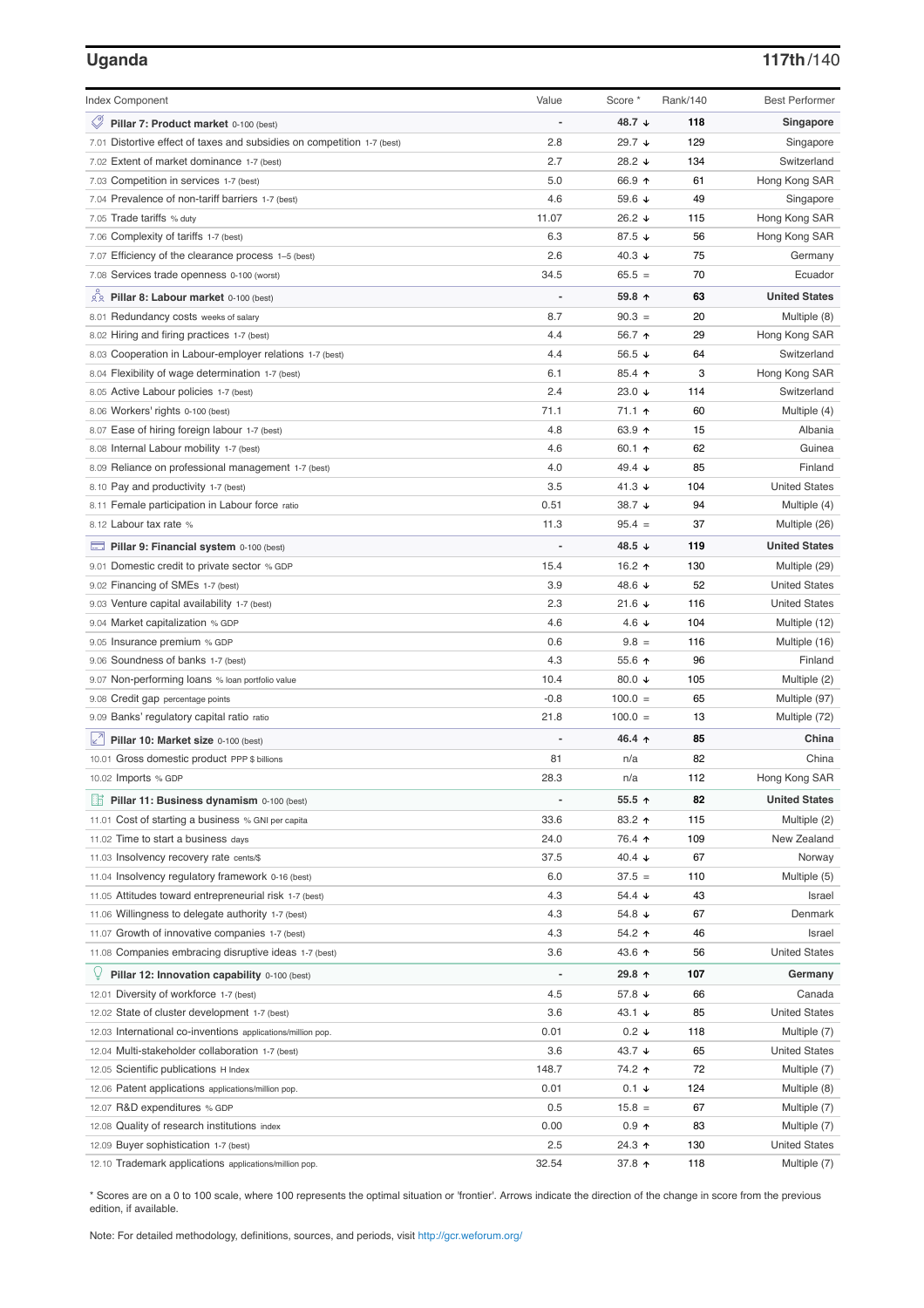## Uganda

**117th/140**

| Index Component | Value | Score * | Rank/140 | Best Performer |
|---|---|---|---|---|
| **Pillar 7: Product market** 0-100 (best) | - | **48.7 ↓** | **118** | **Singapore** |
| 7.01 Distortive effect of taxes and subsidies on competition 1-7 (best) | 2.8 | 29.7 ↓ | 129 | Singapore |
| 7.02 Extent of market dominance 1-7 (best) | 2.7 | 28.2 ↓ | 134 | Switzerland |
| 7.03 Competition in services 1-7 (best) | 5.0 | 66.9 ↑ | 61 | Hong Kong SAR |
| 7.04 Prevalence of non-tariff barriers 1-7 (best) | 4.6 | 59.6 ↓ | 49 | Singapore |
| 7.05 Trade tariffs % duty | 11.07 | 26.2 ↓ | 115 | Hong Kong SAR |
| 7.06 Complexity of tariffs 1-7 (best) | 6.3 | 87.5 ↓ | 56 | Hong Kong SAR |
| 7.07 Efficiency of the clearance process 1–5 (best) | 2.6 | 40.3 ↓ | 75 | Germany |
| 7.08 Services trade openness 0-100 (worst) | 34.5 | 65.5 = | 70 | Ecuador |
| **Pillar 8: Labour market** 0-100 (best) | - | **59.8 ↑** | **63** | **United States** |
| 8.01 Redundancy costs weeks of salary | 8.7 | 90.3 = | 20 | Multiple (8) |
| 8.02 Hiring and firing practices 1-7 (best) | 4.4 | 56.7 ↑ | 29 | Hong Kong SAR |
| 8.03 Cooperation in Labour-employer relations 1-7 (best) | 4.4 | 56.5 ↓ | 64 | Switzerland |
| 8.04 Flexibility of wage determination 1-7 (best) | 6.1 | 85.4 ↑ | 3 | Hong Kong SAR |
| 8.05 Active Labour policies 1-7 (best) | 2.4 | 23.0 ↓ | 114 | Switzerland |
| 8.06 Workers' rights 0-100 (best) | 71.1 | 71.1 ↑ | 60 | Multiple (4) |
| 8.07 Ease of hiring foreign labour 1-7 (best) | 4.8 | 63.9 ↑ | 15 | Albania |
| 8.08 Internal Labour mobility 1-7 (best) | 4.6 | 60.1 ↑ | 62 | Guinea |
| 8.09 Reliance on professional management 1-7 (best) | 4.0 | 49.4 ↓ | 85 | Finland |
| 8.10 Pay and productivity 1-7 (best) | 3.5 | 41.3 ↓ | 104 | United States |
| 8.11 Female participation in Labour force ratio | 0.51 | 38.7 ↓ | 94 | Multiple (4) |
| 8.12 Labour tax rate % | 11.3 | 95.4 = | 37 | Multiple (26) |
| **Pillar 9: Financial system** 0-100 (best) | - | **48.5 ↓** | **119** | **United States** |
| 9.01 Domestic credit to private sector % GDP | 15.4 | 16.2 ↑ | 130 | Multiple (29) |
| 9.02 Financing of SMEs 1-7 (best) | 3.9 | 48.6 ↓ | 52 | United States |
| 9.03 Venture capital availability 1-7 (best) | 2.3 | 21.6 ↓ | 116 | United States |
| 9.04 Market capitalization % GDP | 4.6 | 4.6 ↓ | 104 | Multiple (12) |
| 9.05 Insurance premium % GDP | 0.6 | 9.8 = | 116 | Multiple (4) |
| 9.06 Soundness of banks 1-7 (best) | 4.3 | 55.6 ↑ | 96 | Finland |
| 9.07 Non-performing loans % loan portfolio value | 10.4 | 80.0 ↓ | 105 | Multiple (2) |
| 9.08 Credit gap percentage points | -0.8 | 100.0 = | 65 | Multiple (97) |
| 9.09 Banks' regulatory capital ratio ratio | 21.8 | 100.0 = | 13 | Multiple (72) |
| **Pillar 10: Market size** 0-100 (best) | - | **46.4 ↑** | **85** | **China** |
| 10.01 Gross domestic product PPP $ billions | 81 | n/a | 82 | China |
| 10.02 Imports % GDP | 28.3 | n/a | 112 | Hong Kong SAR |
| **Pillar 11: Business dynamism** 0-100 (best) | - | **55.5 ↑** | **82** | **United States** |
| 11.01 Cost of starting a business % GNI per capita | 33.6 | 83.2 ↑ | 115 | Multiple (2) |
| 11.02 Time to start a business days | 24.0 | 76.4 ↑ | 109 | New Zealand |
| 11.03 Insolvency recovery rate cents/$ | 37.5 | 40.4 ↓ | 67 | Norway |
| 11.04 Insolvency regulatory framework 0-16 (best) | 6.0 | 37.5 = | 110 | Multiple (5) |
| 11.05 Attitudes toward entrepreneurial risk 1-7 (best) | 4.3 | 54.4 ↓ | 43 | Israel |
| 11.06 Willingness to delegate authority 1-7 (best) | 4.3 | 54.8 ↓ | 67 | Denmark |
| 11.07 Growth of innovative companies 1-7 (best) | 4.3 | 54.2 ↑ | 46 | Israel |
| 11.08 Companies embracing disruptive ideas 1-7 (best) | 3.6 | 43.6 ↑ | 56 | United States |
| **Pillar 12: Innovation capability** 0-100 (best) | - | **29.8 ↑** | **107** | **Germany** |
| 12.01 Diversity of workforce 1-7 (best) | 4.5 | 57.8 ↓ | 66 | Canada |
| 12.02 State of cluster development 1-7 (best) | 3.6 | 43.1 ↓ | 85 | United States |
| 12.03 International co-inventions applications/million pop. | 0.01 | 0.2 ↓ | 118 | Multiple (7) |
| 12.04 Multi-stakeholder collaboration 1-7 (best) | 3.6 | 43.7 ↓ | 65 | United States |
| 12.05 Scientific publications H Index | 148.7 | 74.2 ↑ | 72 | Multiple (7) |
| 12.06 Patent applications applications/million pop. | 0.01 | 0.1 ↓ | 124 | Multiple (8) |
| 12.07 R&D expenditures % GDP | 0.5 | 15.8 = | 67 | Multiple (7) |
| 12.08 Quality of research institutions index | 0.00 | 0.9 ↑ | 83 | Multiple (7) |
| 12.09 Buyer sophistication 1-7 (best) | 2.5 | 24.3 ↑ | 130 | United States |
| 12.10 Trademark applications applications/million pop. | 32.54 | 37.8 ↑ | 118 | Multiple (7) |

* Scores are on a 0 to 100 scale, where 100 represents the optimal situation or 'frontier'. Arrows indicate the direction of the change in score from the previous edition, if available.

Note: For detailed methodology, definitions, sources, and periods, visit http://gcr.weforum.org/